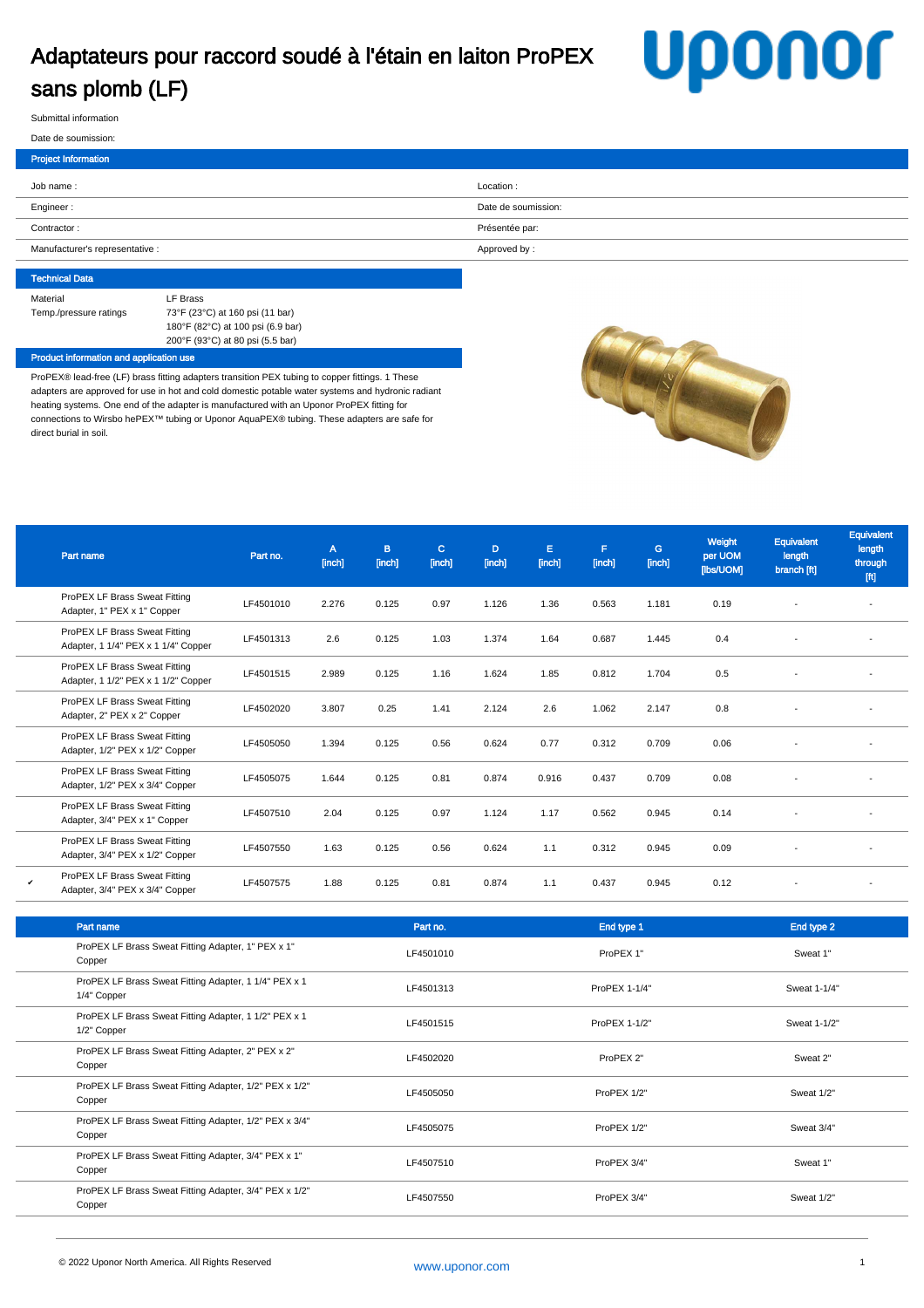# Adaptateurs pour raccord soudé à l'étain en laiton ProPEX sans plomb (LF)

uponor

Submittal information

Date de soumission:

## Project Information

| | |
|---|---|
| Job name : | Location : |
| Engineer : | Date de soumission: |
| Contractor : | Présentée par: |
| Manufacturer's representative : | Approved by : |

## Technical Data

| | |
|---|---|
| Material | LF Brass |
| Temp./pressure ratings | 73°F (23°C) at 160 psi (11 bar)<br>180°F (82°C) at 100 psi (6.9 bar)<br>200°F (93°C) at 80 psi (5.5 bar) |

## Product information and application use

ProPEX® lead-free (LF) brass fitting adapters transition PEX tubing to copper fittings. 1 These adapters are approved for use in hot and cold domestic potable water systems and hydronic radiant heating systems. One end of the adapter is manufactured with an Uponor ProPEX fitting for connections to Wirsbo hePEX™ tubing or Uponor AquaPEX® tubing. These adapters are safe for direct burial in soil.

| | Part name | Part no. | A [inch] | B [inch] | C [inch] | D [inch] | E [inch] | F [inch] | G [inch] | Weight per UOM [lbs/UOM] | Equivalent length branch [ft] | Equivalent length through [ft] |
|---|---|---|---|---|---|---|---|---|---|---|---|---|
| | ProPEX LF Brass Sweat Fitting Adapter, 1" PEX x 1" Copper | LF4501010 | 2.276 | 0.125 | 0.97 | 1.126 | 1.36 | 0.563 | 1.181 | 0.19 | - | - |
| | ProPEX LF Brass Sweat Fitting Adapter, 1 1/4" PEX x 1 1/4" Copper | LF4501313 | 2.6 | 0.125 | 1.03 | 1.374 | 1.64 | 0.687 | 1.445 | 0.4 | - | - |
| | ProPEX LF Brass Sweat Fitting Adapter, 1 1/2" PEX x 1 1/2" Copper | LF4501515 | 2.989 | 0.125 | 1.16 | 1.624 | 1.85 | 0.812 | 1.704 | 0.5 | - | - |
| | ProPEX LF Brass Sweat Fitting Adapter, 2" PEX x 2" Copper | LF4502020 | 3.807 | 0.25 | 1.41 | 2.124 | 2.6 | 1.062 | 2.147 | 0.8 | - | - |
| | ProPEX LF Brass Sweat Fitting Adapter, 1/2" PEX x 1/2" Copper | LF4505050 | 1.394 | 0.125 | 0.56 | 0.624 | 0.77 | 0.312 | 0.709 | 0.06 | - | - |
| | ProPEX LF Brass Sweat Fitting Adapter, 1/2" PEX x 3/4" Copper | LF4505075 | 1.644 | 0.125 | 0.81 | 0.874 | 0.916 | 0.437 | 0.709 | 0.08 | - | - |
| | ProPEX LF Brass Sweat Fitting Adapter, 3/4" PEX x 1" Copper | LF4507510 | 2.04 | 0.125 | 0.97 | 1.124 | 1.17 | 0.562 | 0.945 | 0.14 | - | - |
| | ProPEX LF Brass Sweat Fitting Adapter, 3/4" PEX x 1/2" Copper | LF4507550 | 1.63 | 0.125 | 0.56 | 0.624 | 1.1 | 0.312 | 0.945 | 0.09 | - | - |
| ✔ | ProPEX LF Brass Sweat Fitting Adapter, 3/4" PEX x 3/4" Copper | LF4507575 | 1.88 | 0.125 | 0.81 | 0.874 | 1.1 | 0.437 | 0.945 | 0.12 | - | - |

| Part name | Part no. | End type 1 | End type 2 |
|---|---|---|---|
| ProPEX LF Brass Sweat Fitting Adapter, 1" PEX x 1" Copper | LF4501010 | ProPEX 1" | Sweat 1" |
| ProPEX LF Brass Sweat Fitting Adapter, 1 1/4" PEX x 1 1/4" Copper | LF4501313 | ProPEX 1-1/4" | Sweat 1-1/4" |
| ProPEX LF Brass Sweat Fitting Adapter, 1 1/2" PEX x 1 1/2" Copper | LF4501515 | ProPEX 1-1/2" | Sweat 1-1/2" |
| ProPEX LF Brass Sweat Fitting Adapter, 2" PEX x 2" Copper | LF4502020 | ProPEX 2" | Sweat 2" |
| ProPEX LF Brass Sweat Fitting Adapter, 1/2" PEX x 1/2" Copper | LF4505050 | ProPEX 1/2" | Sweat 1/2" |
| ProPEX LF Brass Sweat Fitting Adapter, 1/2" PEX x 3/4" Copper | LF4505075 | ProPEX 1/2" | Sweat 3/4" |
| ProPEX LF Brass Sweat Fitting Adapter, 3/4" PEX x 1" Copper | LF4507510 | ProPEX 3/4" | Sweat 1" |
| ProPEX LF Brass Sweat Fitting Adapter, 3/4" PEX x 1/2" Copper | LF4507550 | ProPEX 3/4" | Sweat 1/2" |

© 2022 Uponor North America. All Rights Reserved

www.uponor.com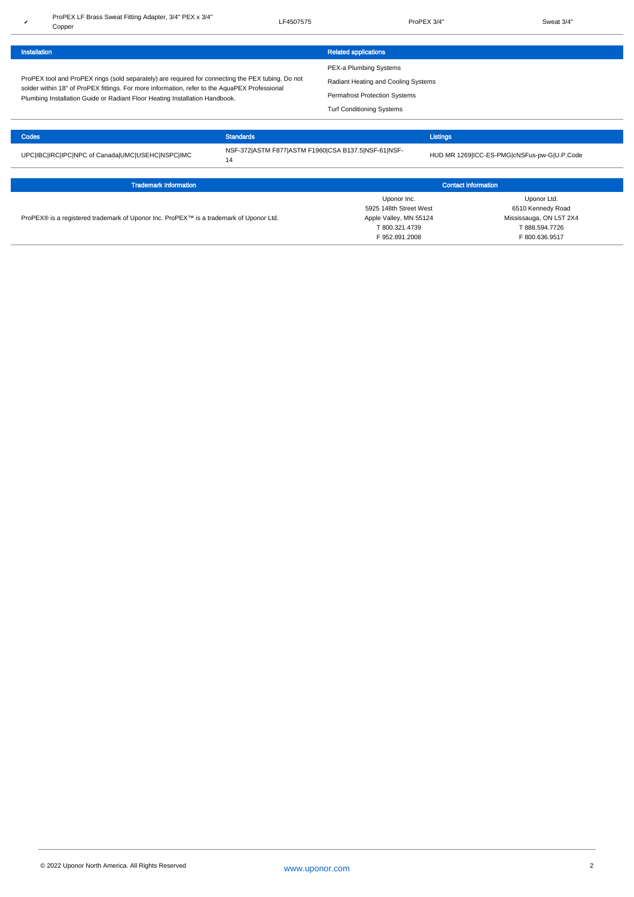| | | | | |
|---|---|---|---|---|
| ✔ | ProPEX LF Brass Sweat Fitting Adapter, 3/4" PEX x 3/4" Copper | LF4507575 | ProPEX 3/4" | Sweat 3/4" |

| Installation | Related applications |
|---|---|
| ProPEX tool and ProPEX rings (sold separately) are required for connecting the PEX tubing. Do not solder within 18" of ProPEX fittings. For more information, refer to the AquaPEX Professional Plumbing Installation Guide or Radiant Floor Heating Installation Handbook. | PEX-a Plumbing Systems<br>Radiant Heating and Cooling Systems<br>Permafrost Protection Systems<br>Turf Conditioning Systems |

| Codes | Standards | Listings |
|---|---|---|
| UPC\|IBC\|IRC\|IPC\|NPC of Canada\|UMC\|USEHC\|NSPC\|IMC | NSF-372\|ASTM F877\|ASTM F1960\|CSA B137.5\|NSF-61\|NSF-14 | HUD MR 1269\|ICC-ES-PMG\|cNSFus-pw-G\|U.P.Code |

| Trademark Information | Contact information | |
|---|---|---|
| ProPEX® is a registered trademark of Uponor Inc. ProPEX™ is a trademark of Uponor Ltd. | Uponor Inc.<br>5925 148th Street West<br>Apple Valley, MN 55124<br>T 800.321.4739<br>F 952.891.2008 | Uponor Ltd.<br>6510 Kennedy Road<br>Mississauga, ON L5T 2X4<br>T 888.594.7726<br>F 800.636.9517 |

© 2022 Uponor North America. All Rights Reserved

www.uponor.com